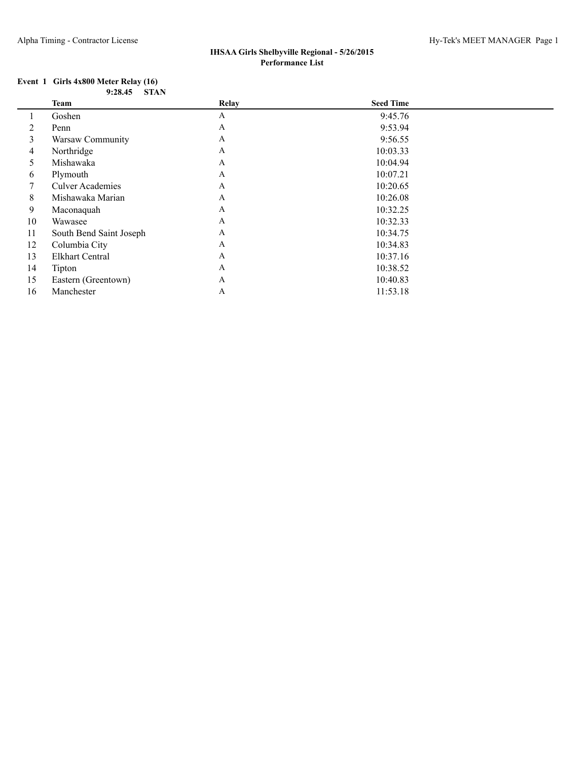**IHSAA Girls Shelbyville Regional - 5/26/2015**
**Performance List**

**Event 1 Girls 4x800 Meter Relay (16)**
**9:28.45 STAN**

| | Team | Relay | Seed Time |
|---|---|---|---|
| 1 | Goshen | A | 9:45.76 |
| 2 | Penn | A | 9:53.94 |
| 3 | Warsaw Community | A | 9:56.55 |
| 4 | Northridge | A | 10:03.33 |
| 5 | Mishawaka | A | 10:04.94 |
| 6 | Plymouth | A | 10:07.21 |
| 7 | Culver Academies | A | 10:20.65 |
| 8 | Mishawaka Marian | A | 10:26.08 |
| 9 | Maconaquah | A | 10:32.25 |
| 10 | Wawasee | A | 10:32.33 |
| 11 | South Bend Saint Joseph | A | 10:34.75 |
| 12 | Columbia City | A | 10:34.83 |
| 13 | Elkhart Central | A | 10:37.16 |
| 14 | Tipton | A | 10:38.52 |
| 15 | Eastern (Greentown) | A | 10:40.83 |
| 16 | Manchester | A | 11:53.18 |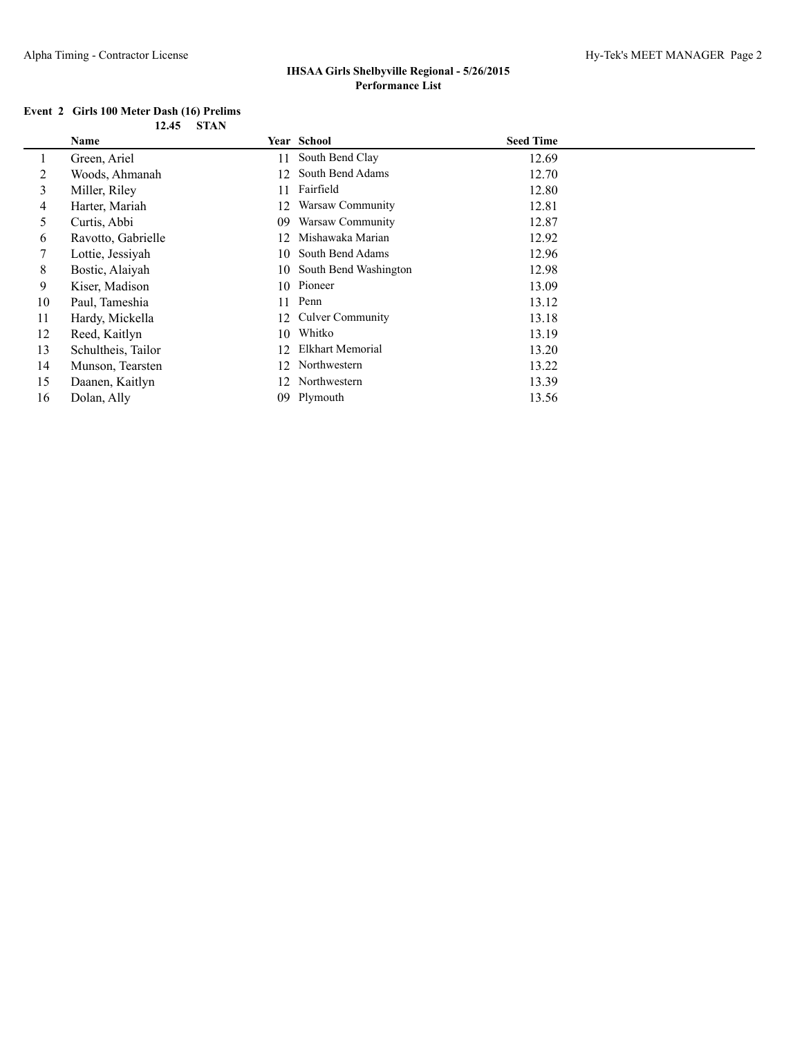## IHSAA Girls Shelbyville Regional - 5/26/2015

**Performance List**

### Event 2 Girls 100 Meter Dash (16) Prelims

**12.45 STAN**

| | Name | Year | School | Seed Time |
|---|---|---|---|---|
| 1 | Green, Ariel | 11 | South Bend Clay | 12.69 |
| 2 | Woods, Ahmanah | 12 | South Bend Adams | 12.70 |
| 3 | Miller, Riley | 11 | Fairfield | 12.80 |
| 4 | Harter, Mariah | 12 | Warsaw Community | 12.81 |
| 5 | Curtis, Abbi | 09 | Warsaw Community | 12.87 |
| 6 | Ravotto, Gabrielle | 12 | Mishawaka Marian | 12.92 |
| 7 | Lottie, Jessiyah | 10 | South Bend Adams | 12.96 |
| 8 | Bostic, Alaiyah | 10 | South Bend Washington | 12.98 |
| 9 | Kiser, Madison | 10 | Pioneer | 13.09 |
| 10 | Paul, Tameshia | 11 | Penn | 13.12 |
| 11 | Hardy, Mickella | 12 | Culver Community | 13.18 |
| 12 | Reed, Kaitlyn | 10 | Whitko | 13.19 |
| 13 | Schultheis, Tailor | 12 | Elkhart Memorial | 13.20 |
| 14 | Munson, Tearsten | 12 | Northwestern | 13.22 |
| 15 | Daanen, Kaitlyn | 12 | Northwestern | 13.39 |
| 16 | Dolan, Ally | 09 | Plymouth | 13.56 |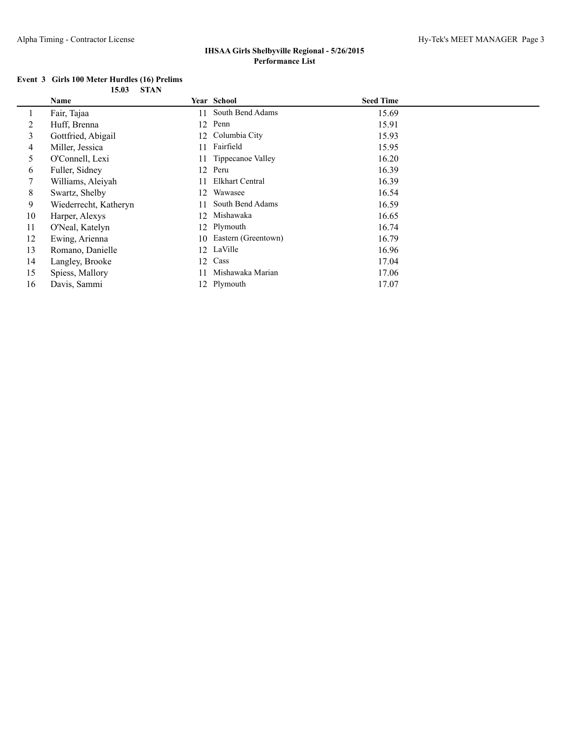**IHSAA Girls Shelbyville Regional - 5/26/2015**
**Performance List**

### Event 3 Girls 100 Meter Hurdles (16) Prelims

**15.03 STAN**

| | Name | Year | School | Seed Time |
|---|---|---|---|---|
| 1 | Fair, Tajaa | 11 | South Bend Adams | 15.69 |
| 2 | Huff, Brenna | 12 | Penn | 15.91 |
| 3 | Gottfried, Abigail | 12 | Columbia City | 15.93 |
| 4 | Miller, Jessica | 11 | Fairfield | 15.95 |
| 5 | O'Connell, Lexi | 11 | Tippecanoe Valley | 16.20 |
| 6 | Fuller, Sidney | 12 | Peru | 16.39 |
| 7 | Williams, Aleiyah | 11 | Elkhart Central | 16.39 |
| 8 | Swartz, Shelby | 12 | Wawasee | 16.54 |
| 9 | Wiederrecht, Katheryn | 11 | South Bend Adams | 16.59 |
| 10 | Harper, Alexys | 12 | Mishawaka | 16.65 |
| 11 | O'Neal, Katelyn | 12 | Plymouth | 16.74 |
| 12 | Ewing, Arienna | 10 | Eastern (Greentown) | 16.79 |
| 13 | Romano, Danielle | 12 | LaVille | 16.96 |
| 14 | Langley, Brooke | 12 | Cass | 17.04 |
| 15 | Spiess, Mallory | 11 | Mishawaka Marian | 17.06 |
| 16 | Davis, Sammi | 12 | Plymouth | 17.07 |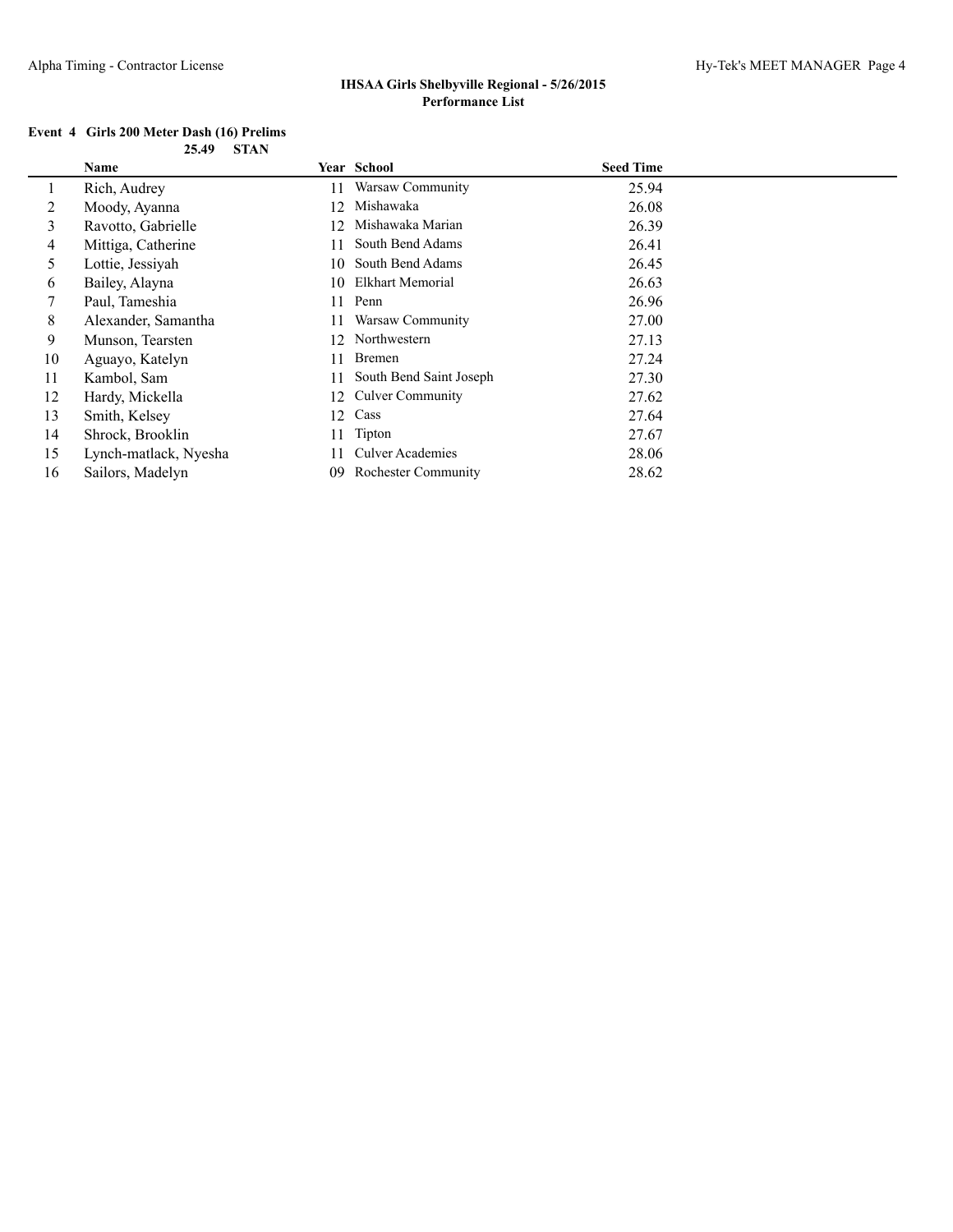**IHSAA Girls Shelbyville Regional - 5/26/2015**
**Performance List**

**Event 4 Girls 200 Meter Dash (16) Prelims**

**25.49 STAN**

| | Name | Year | School | Seed Time |
|---|---|---|---|---|
| 1 | Rich, Audrey | 11 | Warsaw Community | 25.94 |
| 2 | Moody, Ayanna | 12 | Mishawaka | 26.08 |
| 3 | Ravotto, Gabrielle | 12 | Mishawaka Marian | 26.39 |
| 4 | Mittiga, Catherine | 11 | South Bend Adams | 26.41 |
| 5 | Lottie, Jessiyah | 10 | South Bend Adams | 26.45 |
| 6 | Bailey, Alayna | 10 | Elkhart Memorial | 26.63 |
| 7 | Paul, Tameshia | 11 | Penn | 26.96 |
| 8 | Alexander, Samantha | 11 | Warsaw Community | 27.00 |
| 9 | Munson, Tearsten | 12 | Northwestern | 27.13 |
| 10 | Aguayo, Katelyn | 11 | Bremen | 27.24 |
| 11 | Kambol, Sam | 11 | South Bend Saint Joseph | 27.30 |
| 12 | Hardy, Mickella | 12 | Culver Community | 27.62 |
| 13 | Smith, Kelsey | 12 | Cass | 27.64 |
| 14 | Shrock, Brooklin | 11 | Tipton | 27.67 |
| 15 | Lynch-matlack, Nyesha | 11 | Culver Academies | 28.06 |
| 16 | Sailors, Madelyn | 09 | Rochester Community | 28.62 |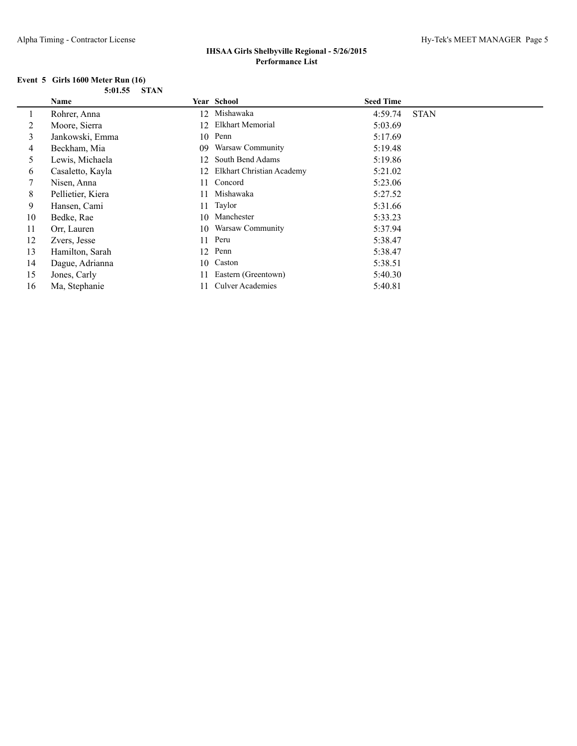**IHSAA Girls Shelbyville Regional - 5/26/2015**
**Performance List**

**Event 5 Girls 1600 Meter Run (16)**

**5:01.55 STAN**

| | Name | Year | School | Seed Time | |
|---|---|---|---|---|---|
| 1 | Rohrer, Anna | 12 | Mishawaka | 4:59.74 | STAN |
| 2 | Moore, Sierra | 12 | Elkhart Memorial | 5:03.69 | |
| 3 | Jankowski, Emma | 10 | Penn | 5:17.69 | |
| 4 | Beckham, Mia | 09 | Warsaw Community | 5:19.48 | |
| 5 | Lewis, Michaela | 12 | South Bend Adams | 5:19.86 | |
| 6 | Casaletto, Kayla | 12 | Elkhart Christian Academy | 5:21.02 | |
| 7 | Nisen, Anna | 11 | Concord | 5:23.06 | |
| 8 | Pellietier, Kiera | 11 | Mishawaka | 5:27.52 | |
| 9 | Hansen, Cami | 11 | Taylor | 5:31.66 | |
| 10 | Bedke, Rae | 10 | Manchester | 5:33.23 | |
| 11 | Orr, Lauren | 10 | Warsaw Community | 5:37.94 | |
| 12 | Zvers, Jesse | 11 | Peru | 5:38.47 | |
| 13 | Hamilton, Sarah | 12 | Penn | 5:38.47 | |
| 14 | Dague, Adrianna | 10 | Caston | 5:38.51 | |
| 15 | Jones, Carly | 11 | Eastern (Greentown) | 5:40.30 | |
| 16 | Ma, Stephanie | 11 | Culver Academies | 5:40.81 | |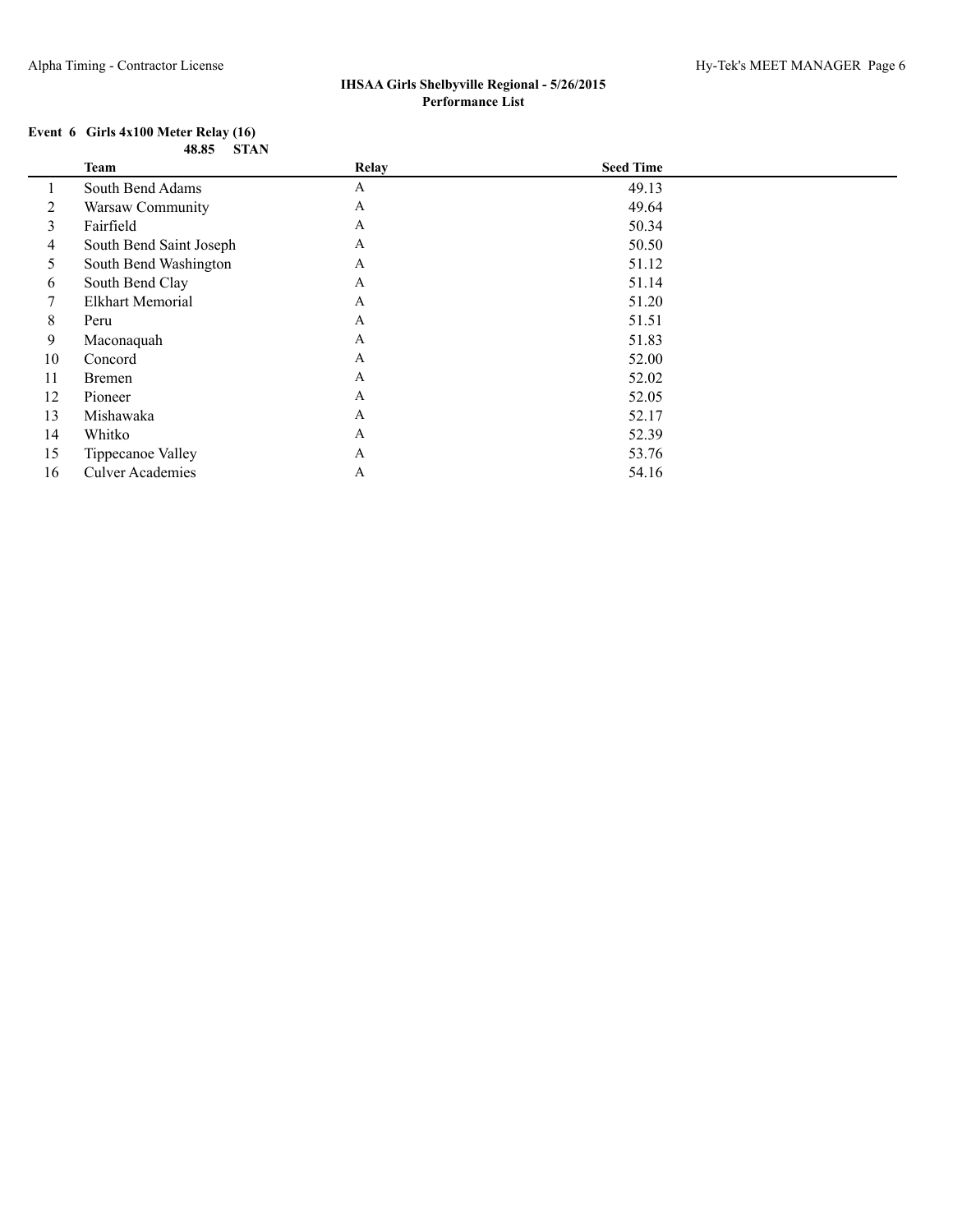**IHSAA Girls Shelbyville Regional - 5/26/2015**
**Performance List**

**Event 6 Girls 4x100 Meter Relay (16)**

**48.85 STAN**

| | Team | Relay | Seed Time |
|---|---|---|---|
| 1 | South Bend Adams | A | 49.13 |
| 2 | Warsaw Community | A | 49.64 |
| 3 | Fairfield | A | 50.34 |
| 4 | South Bend Saint Joseph | A | 50.50 |
| 5 | South Bend Washington | A | 51.12 |
| 6 | South Bend Clay | A | 51.14 |
| 7 | Elkhart Memorial | A | 51.20 |
| 8 | Peru | A | 51.51 |
| 9 | Maconaquah | A | 51.83 |
| 10 | Concord | A | 52.00 |
| 11 | Bremen | A | 52.02 |
| 12 | Pioneer | A | 52.05 |
| 13 | Mishawaka | A | 52.17 |
| 14 | Whitko | A | 52.39 |
| 15 | Tippecanoe Valley | A | 53.76 |
| 16 | Culver Academies | A | 54.16 |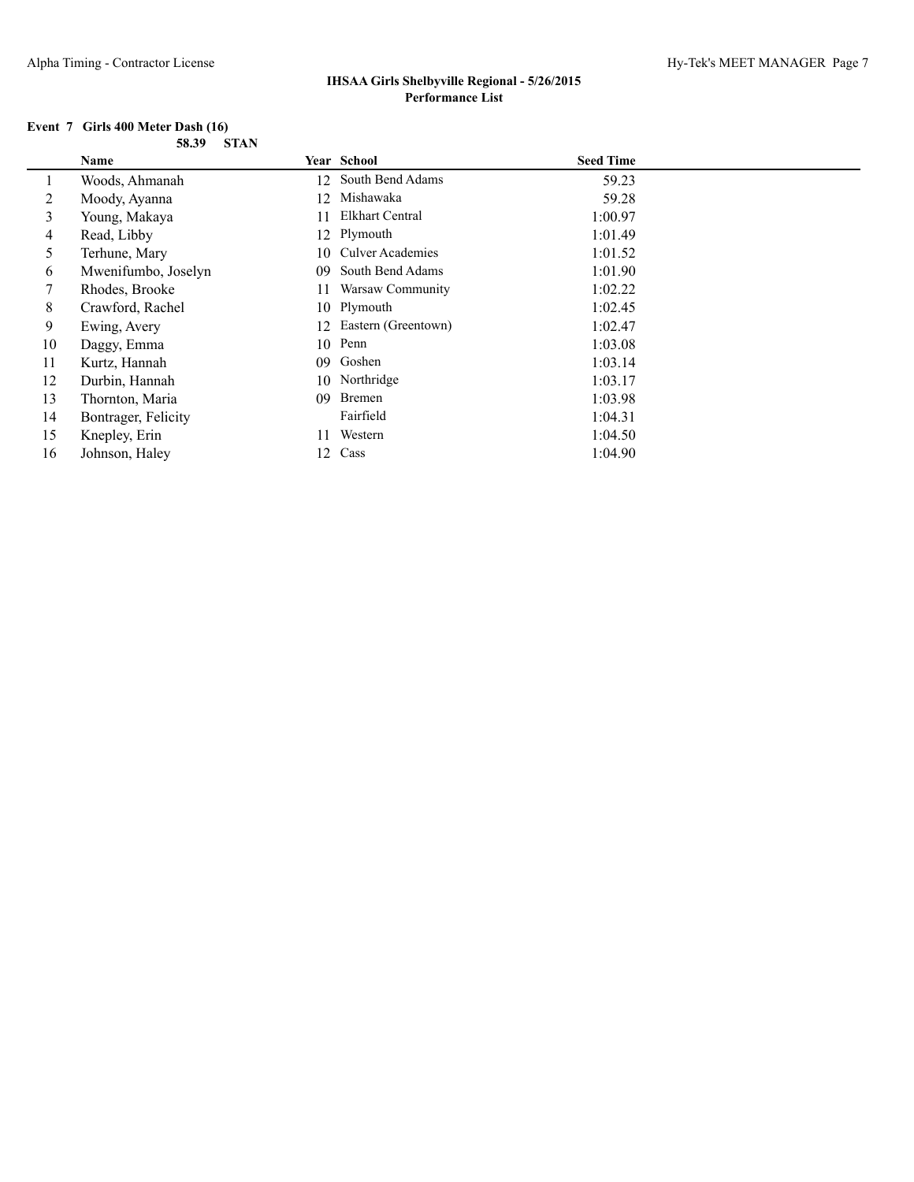**IHSAA Girls Shelbyville Regional - 5/26/2015**
**Performance List**

**Event 7 Girls 400 Meter Dash (16)**

**58.39 STAN**

| | Name | Year | School | Seed Time |
|---|---|---|---|---|
| 1 | Woods, Ahmanah | 12 | South Bend Adams | 59.23 |
| 2 | Moody, Ayanna | 12 | Mishawaka | 59.28 |
| 3 | Young, Makaya | 11 | Elkhart Central | 1:00.97 |
| 4 | Read, Libby | 12 | Plymouth | 1:01.49 |
| 5 | Terhune, Mary | 10 | Culver Academies | 1:01.52 |
| 6 | Mwenifumbo, Joselyn | 09 | South Bend Adams | 1:01.90 |
| 7 | Rhodes, Brooke | 11 | Warsaw Community | 1:02.22 |
| 8 | Crawford, Rachel | 10 | Plymouth | 1:02.45 |
| 9 | Ewing, Avery | 12 | Eastern (Greentown) | 1:02.47 |
| 10 | Daggy, Emma | 10 | Penn | 1:03.08 |
| 11 | Kurtz, Hannah | 09 | Goshen | 1:03.14 |
| 12 | Durbin, Hannah | 10 | Northridge | 1:03.17 |
| 13 | Thornton, Maria | 09 | Bremen | 1:03.98 |
| 14 | Bontrager, Felicity | | Fairfield | 1:04.31 |
| 15 | Knepley, Erin | 11 | Western | 1:04.50 |
| 16 | Johnson, Haley | 12 | Cass | 1:04.90 |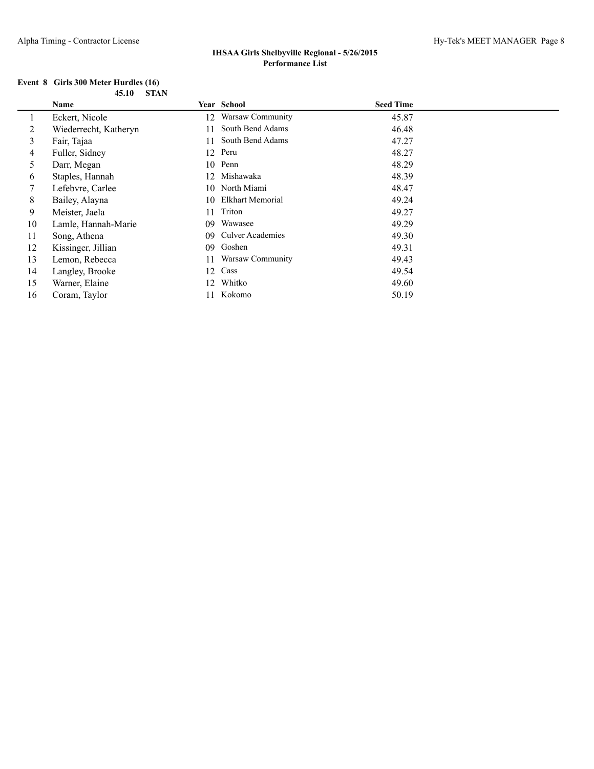**IHSAA Girls Shelbyville Regional - 5/26/2015**
**Performance List**

**Event 8 Girls 300 Meter Hurdles (16)**

**45.10 STAN**

| | Name | Year | School | Seed Time |
|---|---|---|---|---|
| 1 | Eckert, Nicole | 12 | Warsaw Community | 45.87 |
| 2 | Wiederrecht, Katheryn | 11 | South Bend Adams | 46.48 |
| 3 | Fair, Tajaa | 11 | South Bend Adams | 47.27 |
| 4 | Fuller, Sidney | 12 | Peru | 48.27 |
| 5 | Darr, Megan | 10 | Penn | 48.29 |
| 6 | Staples, Hannah | 12 | Mishawaka | 48.39 |
| 7 | Lefebvre, Carlee | 10 | North Miami | 48.47 |
| 8 | Bailey, Alayna | 10 | Elkhart Memorial | 49.24 |
| 9 | Meister, Jaela | 11 | Triton | 49.27 |
| 10 | Lamle, Hannah-Marie | 09 | Wawasee | 49.29 |
| 11 | Song, Athena | 09 | Culver Academies | 49.30 |
| 12 | Kissinger, Jillian | 09 | Goshen | 49.31 |
| 13 | Lemon, Rebecca | 11 | Warsaw Community | 49.43 |
| 14 | Langley, Brooke | 12 | Cass | 49.54 |
| 15 | Warner, Elaine | 12 | Whitko | 49.60 |
| 16 | Coram, Taylor | 11 | Kokomo | 50.19 |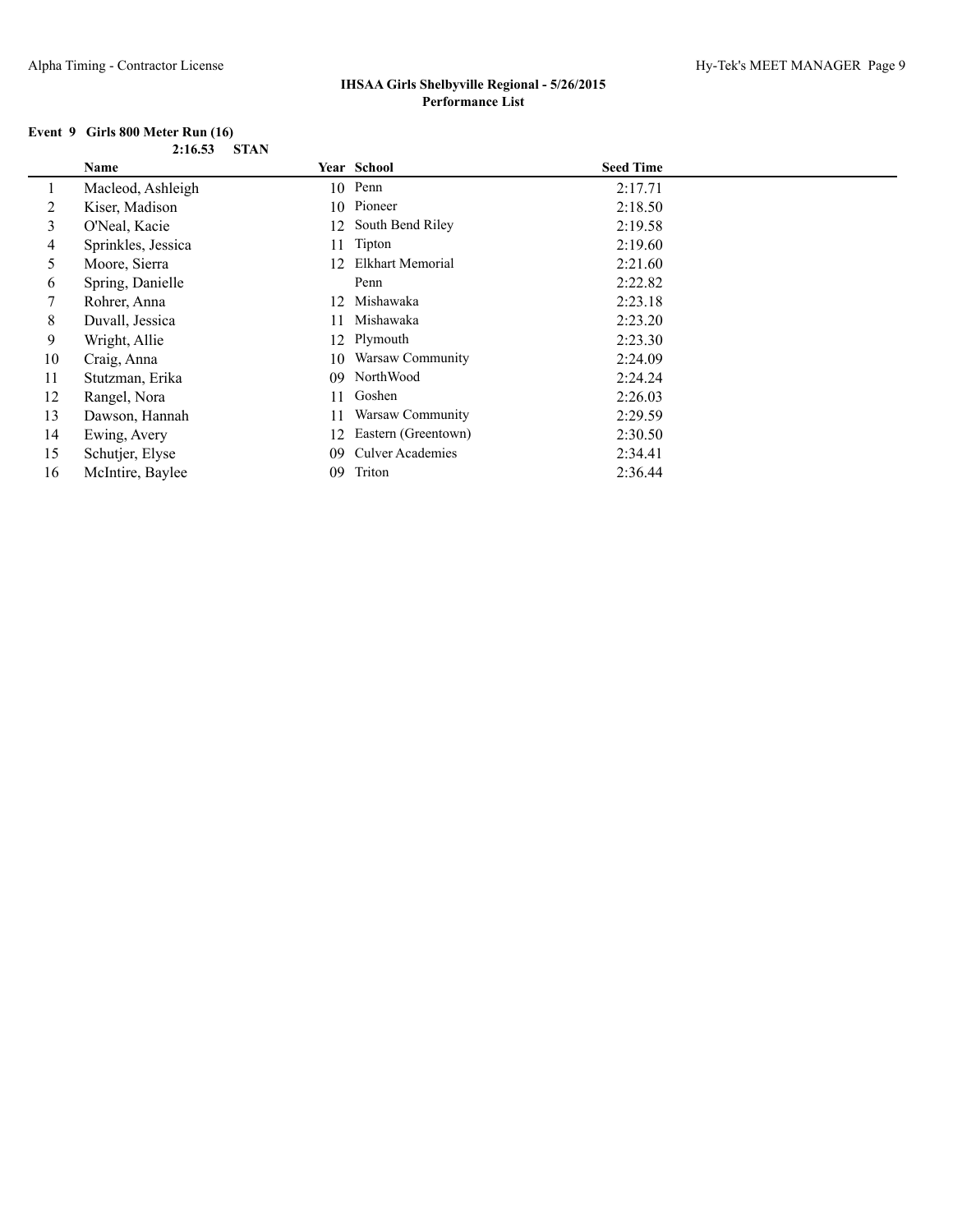**IHSAA Girls Shelbyville Regional - 5/26/2015**
**Performance List**

**Event 9 Girls 800 Meter Run (16)**

**2:16.53 STAN**

| | Name | Year | School | Seed Time |
|---|---|---|---|---|
| 1 | Macleod, Ashleigh | 10 | Penn | 2:17.71 |
| 2 | Kiser, Madison | 10 | Pioneer | 2:18.50 |
| 3 | O'Neal, Kacie | 12 | South Bend Riley | 2:19.58 |
| 4 | Sprinkles, Jessica | 11 | Tipton | 2:19.60 |
| 5 | Moore, Sierra | 12 | Elkhart Memorial | 2:21.60 |
| 6 | Spring, Danielle | | Penn | 2:22.82 |
| 7 | Rohrer, Anna | 12 | Mishawaka | 2:23.18 |
| 8 | Duvall, Jessica | 11 | Mishawaka | 2:23.20 |
| 9 | Wright, Allie | 12 | Plymouth | 2:23.30 |
| 10 | Craig, Anna | 10 | Warsaw Community | 2:24.09 |
| 11 | Stutzman, Erika | 09 | NorthWood | 2:24.24 |
| 12 | Rangel, Nora | 11 | Goshen | 2:26.03 |
| 13 | Dawson, Hannah | 11 | Warsaw Community | 2:29.59 |
| 14 | Ewing, Avery | 12 | Eastern (Greentown) | 2:30.50 |
| 15 | Schutjer, Elyse | 09 | Culver Academies | 2:34.41 |
| 16 | McIntire, Baylee | 09 | Triton | 2:36.44 |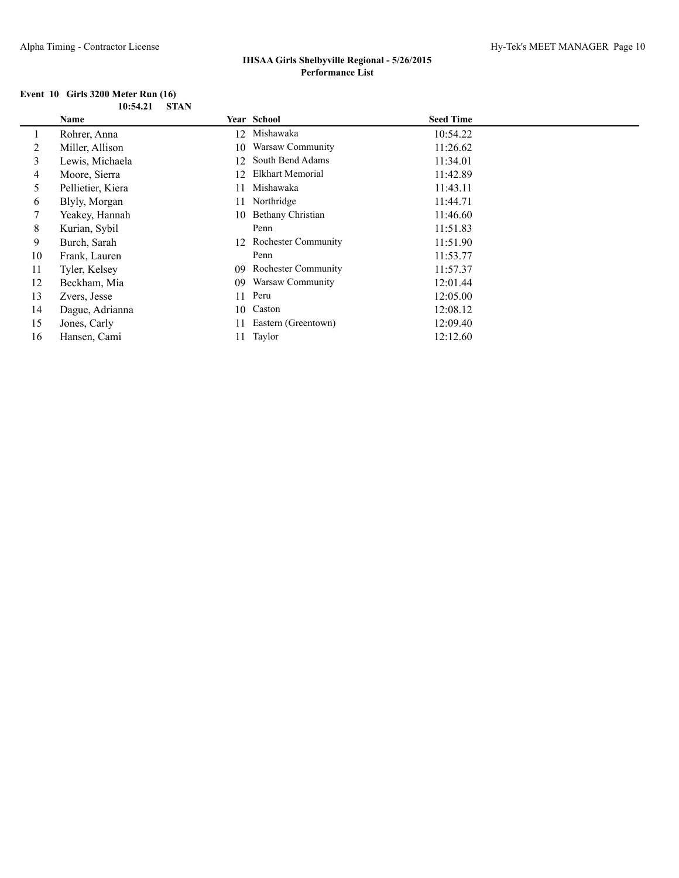**IHSAA Girls Shelbyville Regional - 5/26/2015**
**Performance List**

**Event 10 Girls 3200 Meter Run (16)**

**10:54.21 STAN**

| | Name | Year | School | Seed Time |
|---|---|---|---|---|
| 1 | Rohrer, Anna | 12 | Mishawaka | 10:54.22 |
| 2 | Miller, Allison | 10 | Warsaw Community | 11:26.62 |
| 3 | Lewis, Michaela | 12 | South Bend Adams | 11:34.01 |
| 4 | Moore, Sierra | 12 | Elkhart Memorial | 11:42.89 |
| 5 | Pellietier, Kiera | 11 | Mishawaka | 11:43.11 |
| 6 | Blyly, Morgan | 11 | Northridge | 11:44.71 |
| 7 | Yeakey, Hannah | 10 | Bethany Christian | 11:46.60 |
| 8 | Kurian, Sybil | | Penn | 11:51.83 |
| 9 | Burch, Sarah | 12 | Rochester Community | 11:51.90 |
| 10 | Frank, Lauren | | Penn | 11:53.77 |
| 11 | Tyler, Kelsey | 09 | Rochester Community | 11:57.37 |
| 12 | Beckham, Mia | 09 | Warsaw Community | 12:01.44 |
| 13 | Zvers, Jesse | 11 | Peru | 12:05.00 |
| 14 | Dague, Adrianna | 10 | Caston | 12:08.12 |
| 15 | Jones, Carly | 11 | Eastern (Greentown) | 12:09.40 |
| 16 | Hansen, Cami | 11 | Taylor | 12:12.60 |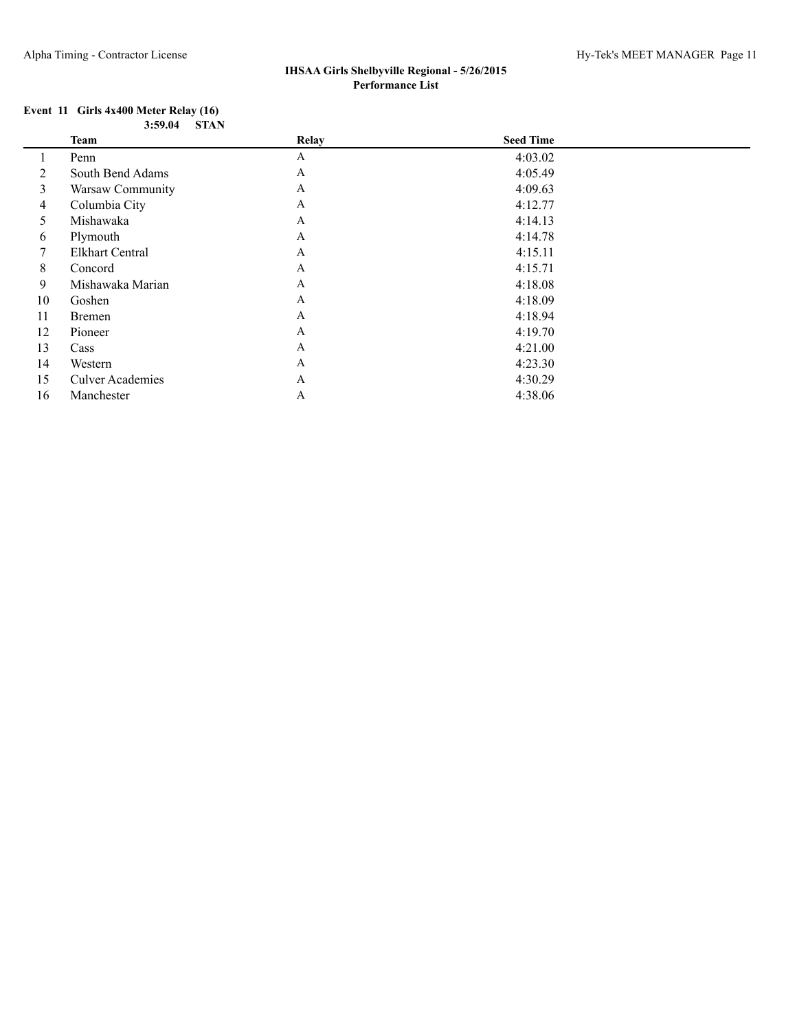**IHSAA Girls Shelbyville Regional - 5/26/2015**
**Performance List**

**Event 11 Girls 4x400 Meter Relay (16)**

**3:59.04 STAN**

| | Team | Relay | Seed Time |
|---|---|---|---|
| 1 | Penn | A | 4:03.02 |
| 2 | South Bend Adams | A | 4:05.49 |
| 3 | Warsaw Community | A | 4:09.63 |
| 4 | Columbia City | A | 4:12.77 |
| 5 | Mishawaka | A | 4:14.13 |
| 6 | Plymouth | A | 4:14.78 |
| 7 | Elkhart Central | A | 4:15.11 |
| 8 | Concord | A | 4:15.71 |
| 9 | Mishawaka Marian | A | 4:18.08 |
| 10 | Goshen | A | 4:18.09 |
| 11 | Bremen | A | 4:18.94 |
| 12 | Pioneer | A | 4:19.70 |
| 13 | Cass | A | 4:21.00 |
| 14 | Western | A | 4:23.30 |
| 15 | Culver Academies | A | 4:30.29 |
| 16 | Manchester | A | 4:38.06 |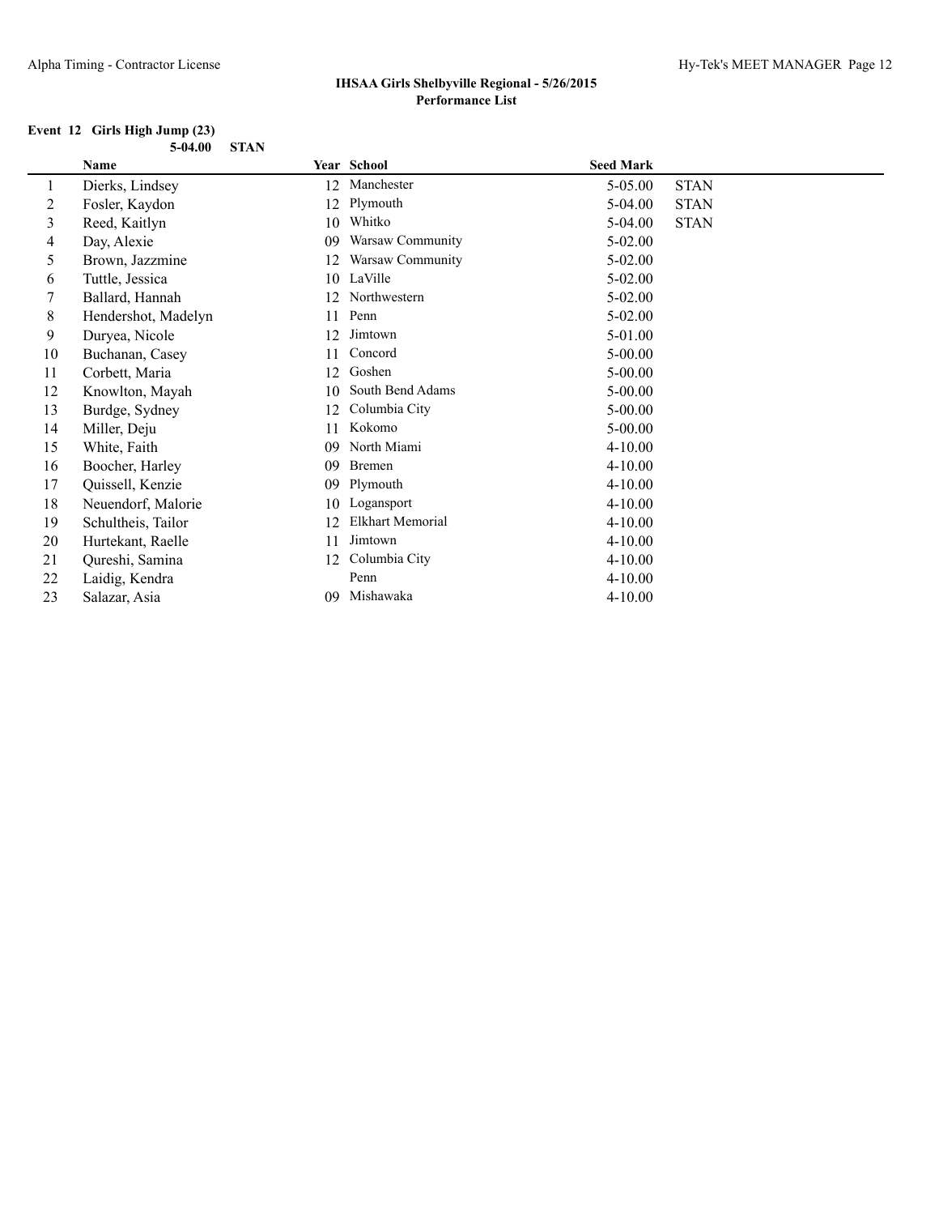**IHSAA Girls Shelbyville Regional - 5/26/2015**
**Performance List**

**Event 12 Girls High Jump (23)**

**5-04.00 STAN**

| | Name | Year | School | Seed Mark | |
|---|---|---|---|---|---|
| 1 | Dierks, Lindsey | 12 | Manchester | 5-05.00 | STAN |
| 2 | Fosler, Kaydon | 12 | Plymouth | 5-04.00 | STAN |
| 3 | Reed, Kaitlyn | 10 | Whitko | 5-04.00 | STAN |
| 4 | Day, Alexie | 09 | Warsaw Community | 5-02.00 | |
| 5 | Brown, Jazzmine | 12 | Warsaw Community | 5-02.00 | |
| 6 | Tuttle, Jessica | 10 | LaVille | 5-02.00 | |
| 7 | Ballard, Hannah | 12 | Northwestern | 5-02.00 | |
| 8 | Hendershot, Madelyn | 11 | Penn | 5-02.00 | |
| 9 | Duryea, Nicole | 12 | Jimtown | 5-01.00 | |
| 10 | Buchanan, Casey | 11 | Concord | 5-00.00 | |
| 11 | Corbett, Maria | 12 | Goshen | 5-00.00 | |
| 12 | Knowlton, Mayah | 10 | South Bend Adams | 5-00.00 | |
| 13 | Burdge, Sydney | 12 | Columbia City | 5-00.00 | |
| 14 | Miller, Deju | 11 | Kokomo | 5-00.00 | |
| 15 | White, Faith | 09 | North Miami | 4-10.00 | |
| 16 | Boocher, Harley | 09 | Bremen | 4-10.00 | |
| 17 | Quissell, Kenzie | 09 | Plymouth | 4-10.00 | |
| 18 | Neuendorf, Malorie | 10 | Logansport | 4-10.00 | |
| 19 | Schultheis, Tailor | 12 | Elkhart Memorial | 4-10.00 | |
| 20 | Hurtekant, Raelle | 11 | Jimtown | 4-10.00 | |
| 21 | Qureshi, Samina | 12 | Columbia City | 4-10.00 | |
| 22 | Laidig, Kendra | | Penn | 4-10.00 | |
| 23 | Salazar, Asia | 09 | Mishawaka | 4-10.00 | |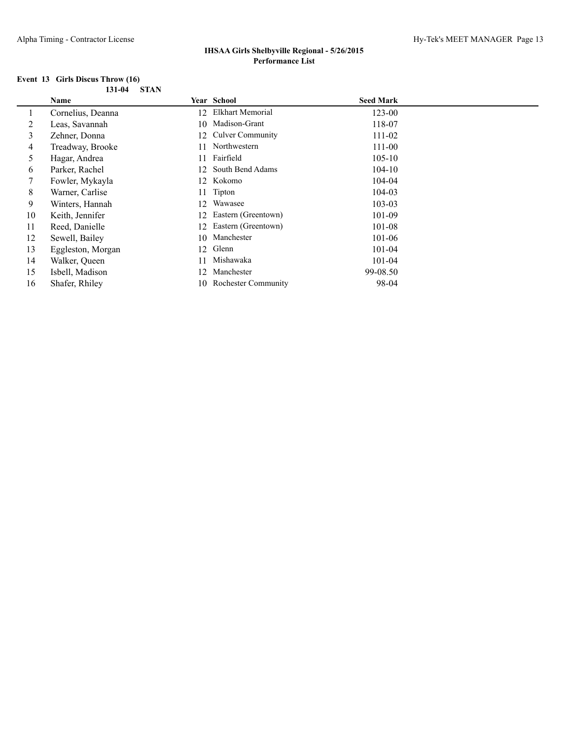**IHSAA Girls Shelbyville Regional - 5/26/2015**
**Performance List**

**Event 13 Girls Discus Throw (16)**

**131-04 STAN**

| | Name | Year | School | Seed Mark |
|---|---|---|---|---|
| 1 | Cornelius, Deanna | 12 | Elkhart Memorial | 123-00 |
| 2 | Leas, Savannah | 10 | Madison-Grant | 118-07 |
| 3 | Zehner, Donna | 12 | Culver Community | 111-02 |
| 4 | Treadway, Brooke | 11 | Northwestern | 111-00 |
| 5 | Hagar, Andrea | 11 | Fairfield | 105-10 |
| 6 | Parker, Rachel | 12 | South Bend Adams | 104-10 |
| 7 | Fowler, Mykayla | 12 | Kokomo | 104-04 |
| 8 | Warner, Carlise | 11 | Tipton | 104-03 |
| 9 | Winters, Hannah | 12 | Wawasee | 103-03 |
| 10 | Keith, Jennifer | 12 | Eastern (Greentown) | 101-09 |
| 11 | Reed, Danielle | 12 | Eastern (Greentown) | 101-08 |
| 12 | Sewell, Bailey | 10 | Manchester | 101-06 |
| 13 | Eggleston, Morgan | 12 | Glenn | 101-04 |
| 14 | Walker, Queen | 11 | Mishawaka | 101-04 |
| 15 | Isbell, Madison | 12 | Manchester | 99-08.50 |
| 16 | Shafer, Rhiley | 10 | Rochester Community | 98-04 |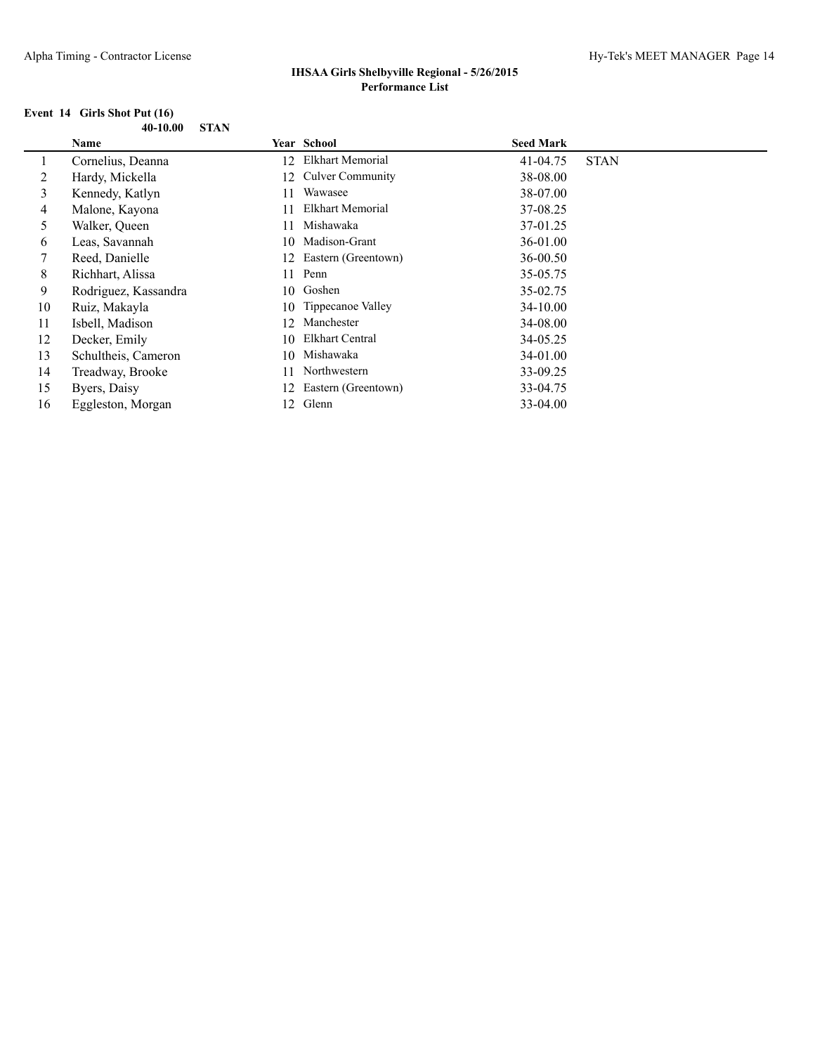**IHSAA Girls Shelbyville Regional - 5/26/2015**
**Performance List**

**Event 14 Girls Shot Put (16)**

**40-10.00 STAN**

| | Name | Year | School | Seed Mark | |
|---|---|---|---|---|---|
| 1 | Cornelius, Deanna | 12 | Elkhart Memorial | 41-04.75 | STAN |
| 2 | Hardy, Mickella | 12 | Culver Community | 38-08.00 | |
| 3 | Kennedy, Katlyn | 11 | Wawasee | 38-07.00 | |
| 4 | Malone, Kayona | 11 | Elkhart Memorial | 37-08.25 | |
| 5 | Walker, Queen | 11 | Mishawaka | 37-01.25 | |
| 6 | Leas, Savannah | 10 | Madison-Grant | 36-01.00 | |
| 7 | Reed, Danielle | 12 | Eastern (Greentown) | 36-00.50 | |
| 8 | Richhart, Alissa | 11 | Penn | 35-05.75 | |
| 9 | Rodriguez, Kassandra | 10 | Goshen | 35-02.75 | |
| 10 | Ruiz, Makayla | 10 | Tippecanoe Valley | 34-10.00 | |
| 11 | Isbell, Madison | 12 | Manchester | 34-08.00 | |
| 12 | Decker, Emily | 10 | Elkhart Central | 34-05.25 | |
| 13 | Schultheis, Cameron | 10 | Mishawaka | 34-01.00 | |
| 14 | Treadway, Brooke | 11 | Northwestern | 33-09.25 | |
| 15 | Byers, Daisy | 12 | Eastern (Greentown) | 33-04.75 | |
| 16 | Eggleston, Morgan | 12 | Glenn | 33-04.00 | |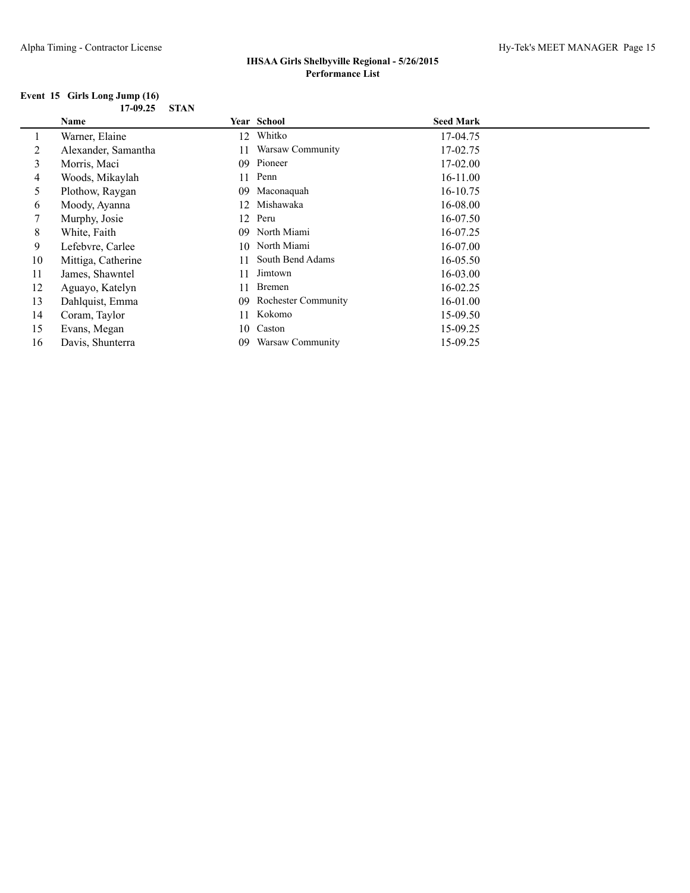**IHSAA Girls Shelbyville Regional - 5/26/2015**
**Performance List**

**Event 15 Girls Long Jump (16)**

**17-09.25 STAN**

| | Name | Year | School | Seed Mark |
|---|---|---|---|---|
| 1 | Warner, Elaine | 12 | Whitko | 17-04.75 |
| 2 | Alexander, Samantha | 11 | Warsaw Community | 17-02.75 |
| 3 | Morris, Maci | 09 | Pioneer | 17-02.00 |
| 4 | Woods, Mikaylah | 11 | Penn | 16-11.00 |
| 5 | Plothow, Raygan | 09 | Maconaquah | 16-10.75 |
| 6 | Moody, Ayanna | 12 | Mishawaka | 16-08.00 |
| 7 | Murphy, Josie | 12 | Peru | 16-07.50 |
| 8 | White, Faith | 09 | North Miami | 16-07.25 |
| 9 | Lefebvre, Carlee | 10 | North Miami | 16-07.00 |
| 10 | Mittiga, Catherine | 11 | South Bend Adams | 16-05.50 |
| 11 | James, Shawntel | 11 | Jimtown | 16-03.00 |
| 12 | Aguayo, Katelyn | 11 | Bremen | 16-02.25 |
| 13 | Dahlquist, Emma | 09 | Rochester Community | 16-01.00 |
| 14 | Coram, Taylor | 11 | Kokomo | 15-09.50 |
| 15 | Evans, Megan | 10 | Caston | 15-09.25 |
| 16 | Davis, Shunterra | 09 | Warsaw Community | 15-09.25 |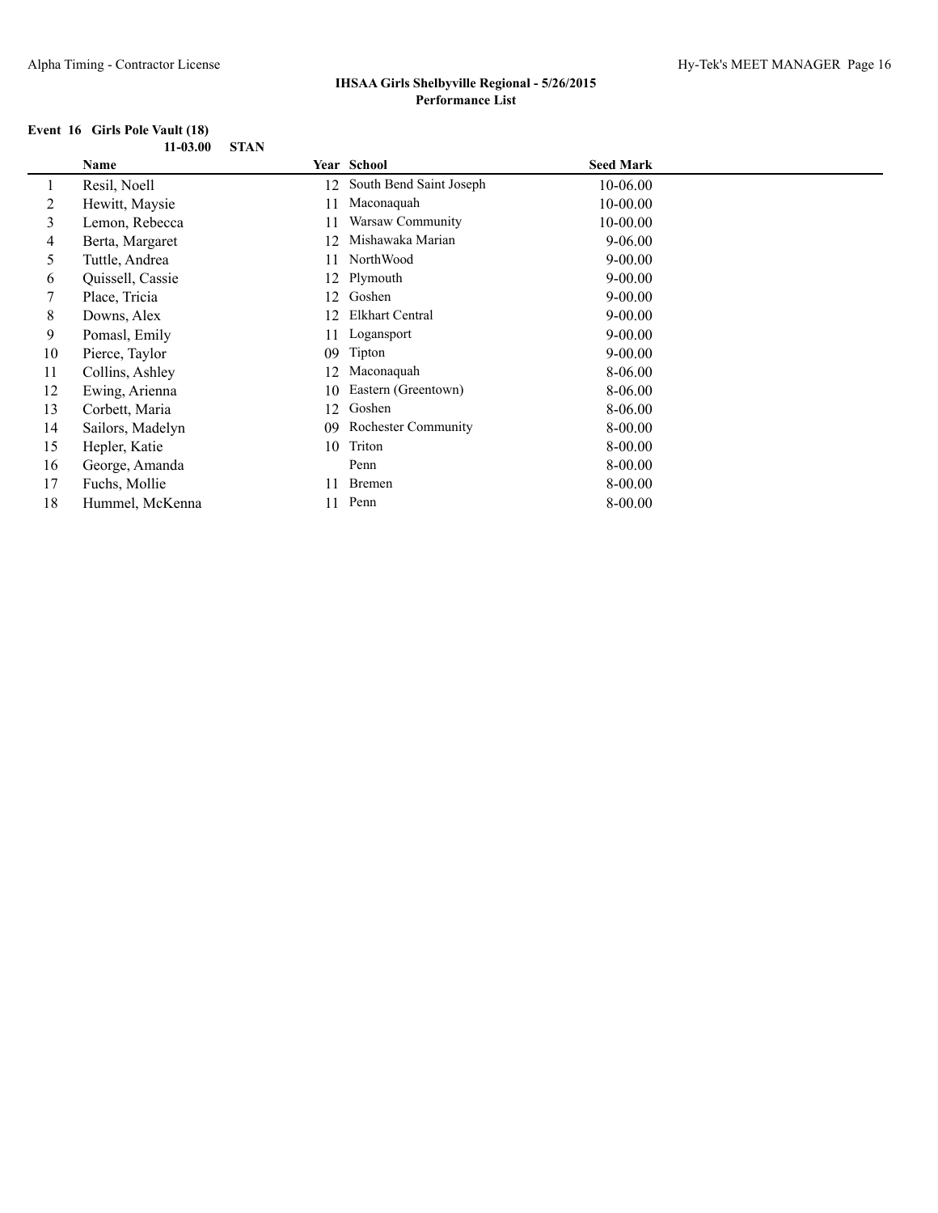**IHSAA Girls Shelbyville Regional - 5/26/2015**
**Performance List**

**Event 16 Girls Pole Vault (18)**

**11-03.00 STAN**

| | Name | Year | School | Seed Mark |
|---|---|---|---|---|
| 1 | Resil, Noell | 12 | South Bend Saint Joseph | 10-06.00 |
| 2 | Hewitt, Maysie | 11 | Maconaquah | 10-00.00 |
| 3 | Lemon, Rebecca | 11 | Warsaw Community | 10-00.00 |
| 4 | Berta, Margaret | 12 | Mishawaka Marian | 9-06.00 |
| 5 | Tuttle, Andrea | 11 | NorthWood | 9-00.00 |
| 6 | Quissell, Cassie | 12 | Plymouth | 9-00.00 |
| 7 | Place, Tricia | 12 | Goshen | 9-00.00 |
| 8 | Downs, Alex | 12 | Elkhart Central | 9-00.00 |
| 9 | Pomasl, Emily | 11 | Logansport | 9-00.00 |
| 10 | Pierce, Taylor | 09 | Tipton | 9-00.00 |
| 11 | Collins, Ashley | 12 | Maconaquah | 8-06.00 |
| 12 | Ewing, Arienna | 10 | Eastern (Greentown) | 8-06.00 |
| 13 | Corbett, Maria | 12 | Goshen | 8-06.00 |
| 14 | Sailors, Madelyn | 09 | Rochester Community | 8-00.00 |
| 15 | Hepler, Katie | 10 | Triton | 8-00.00 |
| 16 | George, Amanda | | Penn | 8-00.00 |
| 17 | Fuchs, Mollie | 11 | Bremen | 8-00.00 |
| 18 | Hummel, McKenna | 11 | Penn | 8-00.00 |